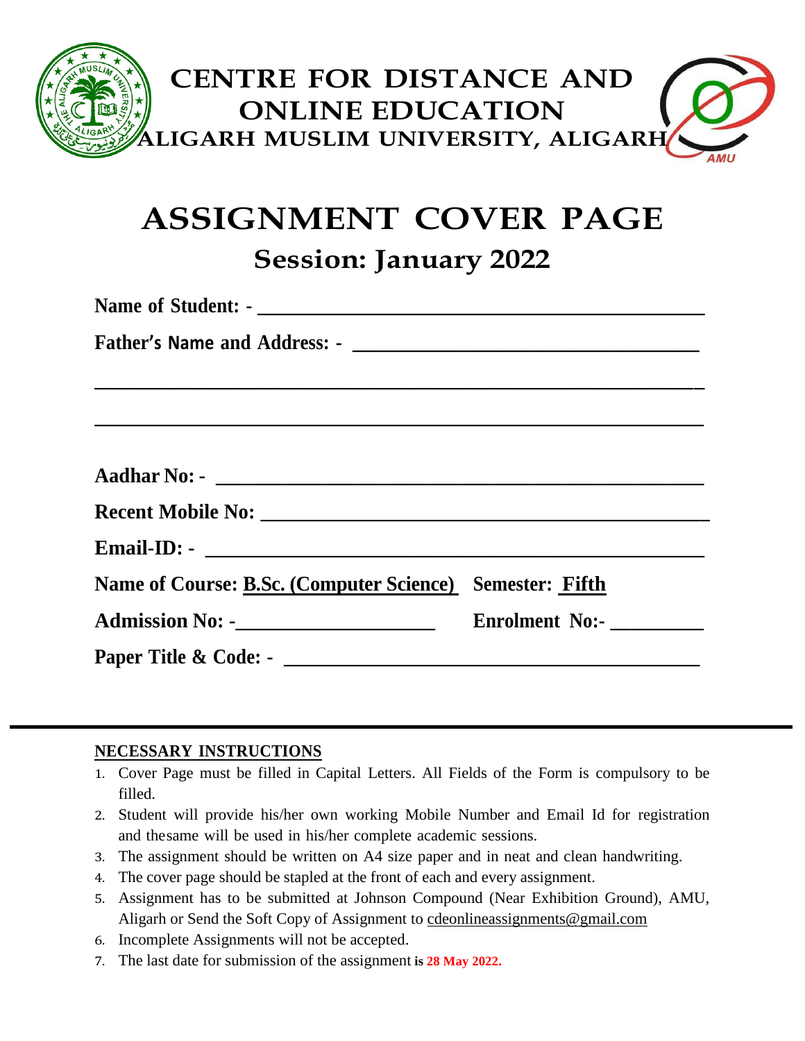# CENTRE FOR DISTANCE AND ONLINE EDUCATION

## ALIGARH MUSLIM UNIVERSITY, ALIGARH

# ASSIGNMENT COVER PAGE

## Session: January 2022

**Name of Student: -** ____________________________________________

**Father's Name and Address: -** __________________________________

______________________________________________________________

______________________________________________________________

**Aadhar No: -** ______________________________________________

**Recent Mobile No:** __________________________________________

**Email-ID: -** ________________________________________________

**Name of Course: B.Sc. (Computer Science)** **Semester: Fifth**

**Admission No: -**____________________ **Enrolment No:-** _________

**Paper Title & Code: -** ______________________________________

---

**NECESSARY INSTRUCTIONS**

1. Cover Page must be filled in Capital Letters. All Fields of the Form is compulsory to be filled.
2. Student will provide his/her own working Mobile Number and Email Id for registration and thesame will be used in his/her complete academic sessions.
3. The assignment should be written on A4 size paper and in neat and clean handwriting.
4. The cover page should be stapled at the front of each and every assignment.
5. Assignment has to be submitted at Johnson Compound (Near Exhibition Ground), AMU, Aligarh or Send the Soft Copy of Assignment to cdeonlineassignments@gmail.com
6. Incomplete Assignments will not be accepted.
7. The last date for submission of the assignment is **28 May 2022.**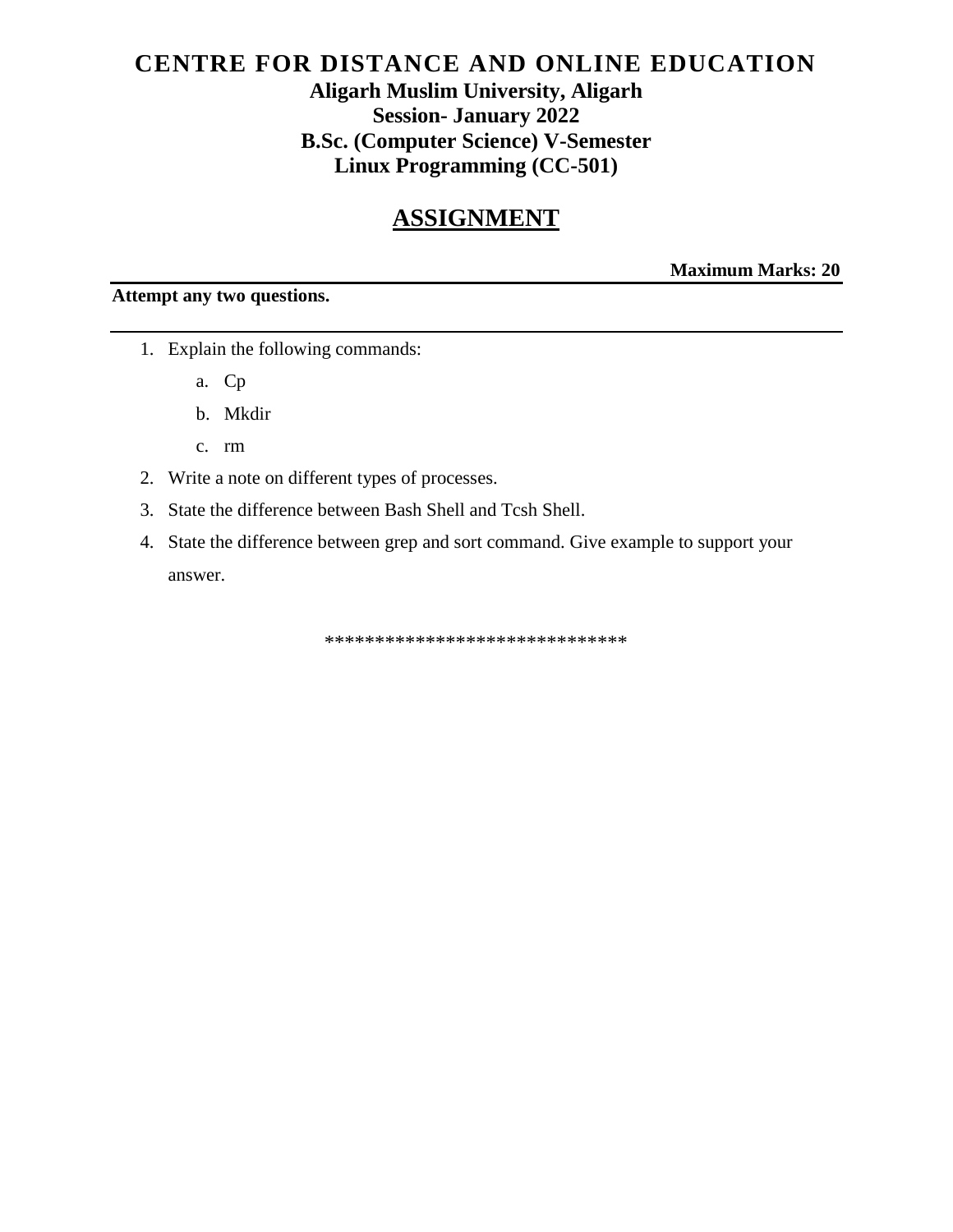# CENTRE FOR DISTANCE AND ONLINE EDUCATION

**Aligarh Muslim University, Aligarh**
**Session- January 2022**
**B.Sc. (Computer Science) V-Semester**
**Linux Programming (CC-501)**

## ASSIGNMENT

**Maximum Marks: 20**

**Attempt any two questions.**

1. Explain the following commands:
   a. Cp
   b. Mkdir
   c. rm
2. Write a note on different types of processes.
3. State the difference between Bash Shell and Tcsh Shell.
4. State the difference between grep and sort command. Give example to support your answer.

******************************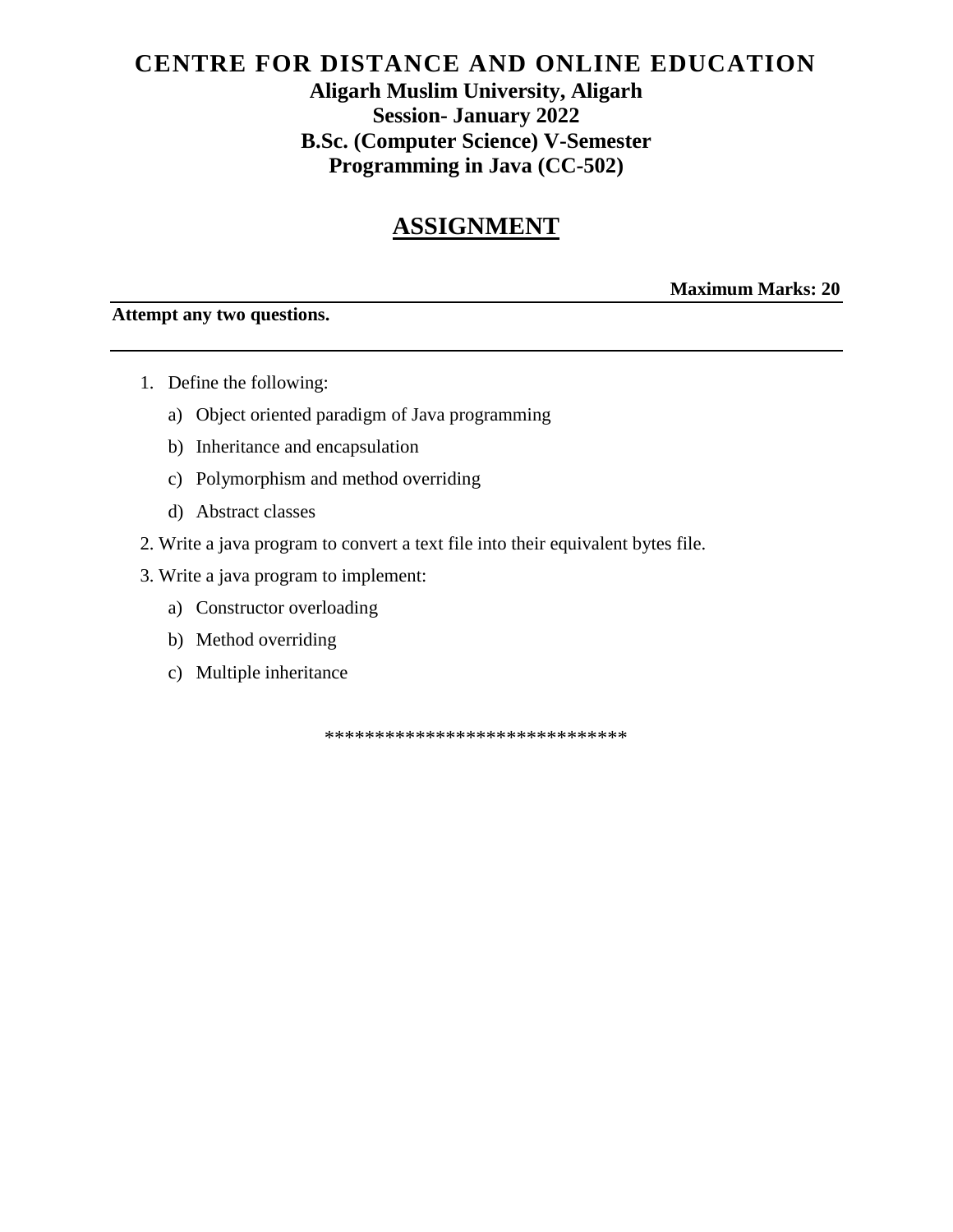# CENTRE FOR DISTANCE AND ONLINE EDUCATION

**Aligarh Muslim University, Aligarh**

**Session- January 2022**

**B.Sc. (Computer Science) V-Semester**

**Programming in Java (CC-502)**

## ASSIGNMENT

**Maximum Marks: 20**

**Attempt any two questions.**

---

1. Define the following:
   a) Object oriented paradigm of Java programming
   b) Inheritance and encapsulation
   c) Polymorphism and method overriding
   d) Abstract classes
2. Write a java program to convert a text file into their equivalent bytes file.
3. Write a java program to implement:
   a) Constructor overloading
   b) Method overriding
   c) Multiple inheritance

******************************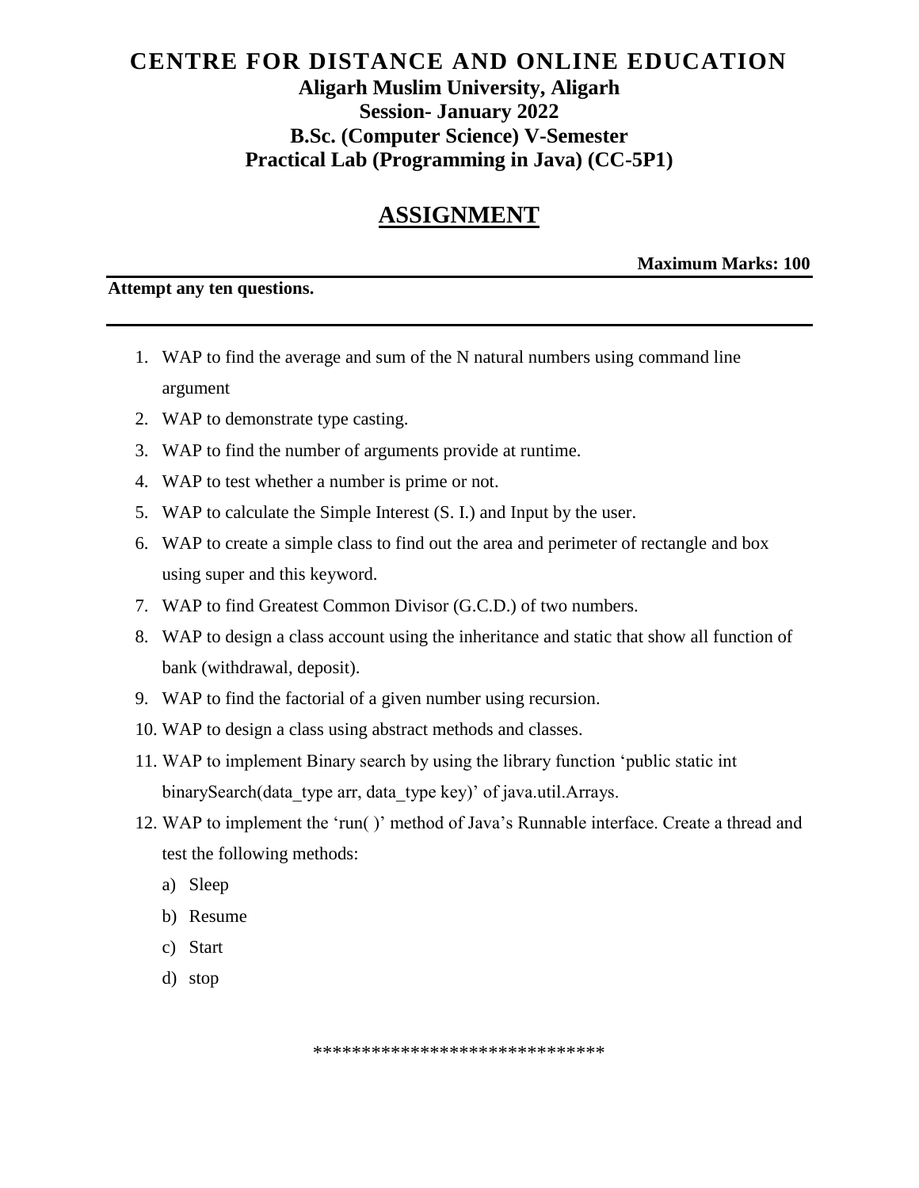# CENTRE FOR DISTANCE AND ONLINE EDUCATION

**Aligarh Muslim University, Aligarh**
**Session- January 2022**
**B.Sc. (Computer Science) V-Semester**
**Practical Lab (Programming in Java) (CC-5P1)**

## ASSIGNMENT

**Maximum Marks: 100**

**Attempt any ten questions.**

1. WAP to find the average and sum of the N natural numbers using command line argument
2. WAP to demonstrate type casting.
3. WAP to find the number of arguments provide at runtime.
4. WAP to test whether a number is prime or not.
5. WAP to calculate the Simple Interest (S. I.) and Input by the user.
6. WAP to create a simple class to find out the area and perimeter of rectangle and box using super and this keyword.
7. WAP to find Greatest Common Divisor (G.C.D.) of two numbers.
8. WAP to design a class account using the inheritance and static that show all function of bank (withdrawal, deposit).
9. WAP to find the factorial of a given number using recursion.
10. WAP to design a class using abstract methods and classes.
11. WAP to implement Binary search by using the library function 'public static int binarySearch(data_type arr, data_type key)' of java.util.Arrays.
12. WAP to implement the 'run( )' method of Java's Runnable interface. Create a thread and test the following methods:
    a) Sleep
    b) Resume
    c) Start
    d) stop

******************************